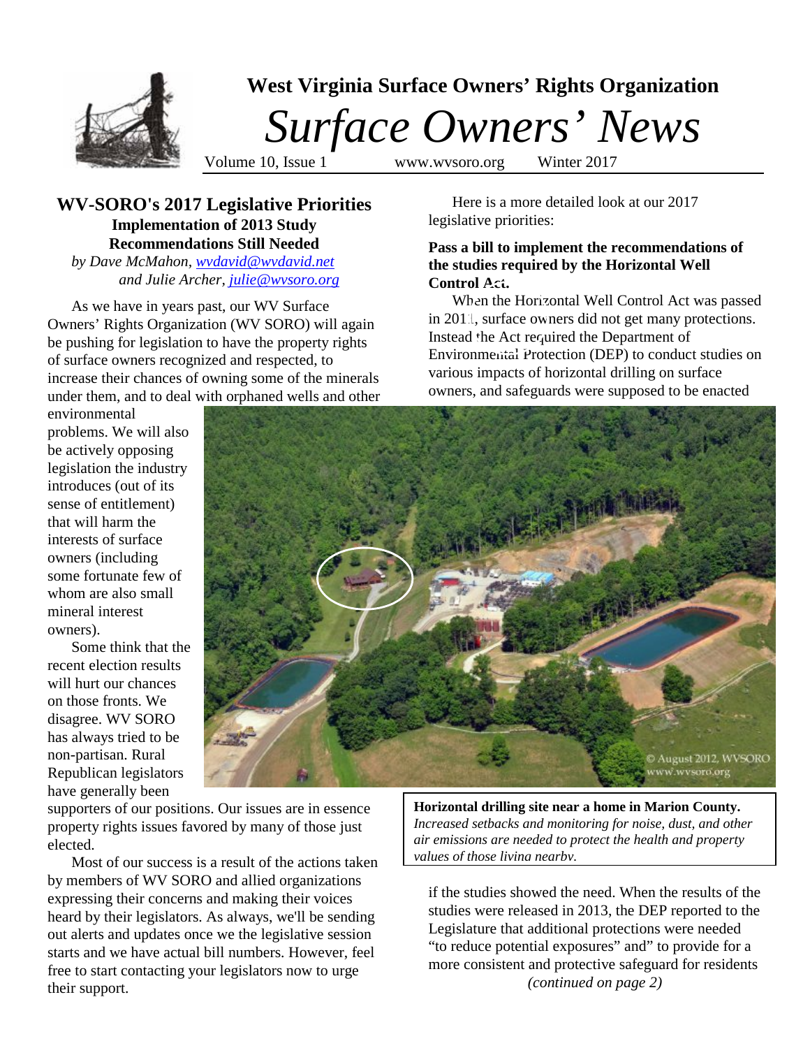# West Virginia Surface Owners' Rights Organization

# *Surface Owners' News*

Volume 10, Issue 1 www.wvsoro.org Winter 2017

## WV-SORO's 2017 Legislative Priorities

### Implementation of 2013 Study Recommendations Still Needed

*by Dave McMahon, wvdavid@wvdavid.net*
*and Julie Archer, julie@wvsoro.org*

As we have in years past, our WV Surface Owners' Rights Organization (WV SORO) will again be pushing for legislation to have the property rights of surface owners recognized and respected, to increase their chances of owning some of the minerals under them, and to deal with orphaned wells and other environmental problems. We will also be actively opposing legislation the industry introduces (out of its sense of entitlement) that will harm the interests of surface owners (including some fortunate few of whom are also small mineral interest owners).

Some think that the recent election results will hurt our chances on those fronts. We disagree. WV SORO has always tried to be non-partisan. Rural Republican legislators have generally been supporters of our positions. Our issues are in essence property rights issues favored by many of those just elected.

Most of our success is a result of the actions taken by members of WV SORO and allied organizations expressing their concerns and making their voices heard by their legislators. As always, we'll be sending out alerts and updates once we the legislative session starts and we have actual bill numbers. However, feel free to start contacting your legislators now to urge their support.

Here is a more detailed look at our 2017 legislative priorities:

**Pass a bill to implement the recommendations of the studies required by the Horizontal Well Control Act.**

When the Horizontal Well Control Act was passed in 2011, surface owners did not get many protections. Instead the Act required the Department of Environmental Protection (DEP) to conduct studies on various impacts of horizontal drilling on surface owners, and safeguards were supposed to be enacted if the studies showed the need. When the results of the studies were released in 2013, the DEP reported to the Legislature that additional protections were needed "to reduce potential exposures" and" to provide for a more consistent and protective safeguard for residents

*(continued on page 2)*

© August 2012, WVSORO www.wvsoro.org

**Horizontal drilling site near a home in Marion County.**
*Increased setbacks and monitoring for noise, dust, and other air emissions are needed to protect the health and property values of those living nearby.*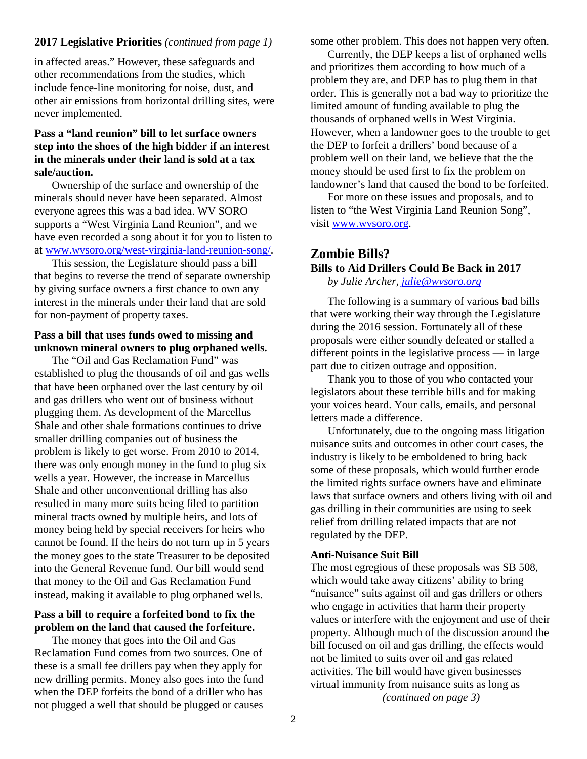## 2017 Legislative Priorities *(continued from page 1)*

in affected areas." However, these safeguards and other recommendations from the studies, which include fence-line monitoring for noise, dust, and other air emissions from horizontal drilling sites, were never implemented.

**Pass a "land reunion" bill to let surface owners step into the shoes of the high bidder if an interest in the minerals under their land is sold at a tax sale/auction.**

Ownership of the surface and ownership of the minerals should never have been separated. Almost everyone agrees this was a bad idea. WV SORO supports a "West Virginia Land Reunion", and we have even recorded a song about it for you to listen to at www.wvsoro.org/west-virginia-land-reunion-song/.

This session, the Legislature should pass a bill that begins to reverse the trend of separate ownership by giving surface owners a first chance to own any interest in the minerals under their land that are sold for non-payment of property taxes.

**Pass a bill that uses funds owed to missing and unknown mineral owners to plug orphaned wells.**

The "Oil and Gas Reclamation Fund" was established to plug the thousands of oil and gas wells that have been orphaned over the last century by oil and gas drillers who went out of business without plugging them. As development of the Marcellus Shale and other shale formations continues to drive smaller drilling companies out of business the problem is likely to get worse. From 2010 to 2014, there was only enough money in the fund to plug six wells a year. However, the increase in Marcellus Shale and other unconventional drilling has also resulted in many more suits being filed to partition mineral tracts owned by multiple heirs, and lots of money being held by special receivers for heirs who cannot be found. If the heirs do not turn up in 5 years the money goes to the state Treasurer to be deposited into the General Revenue fund. Our bill would send that money to the Oil and Gas Reclamation Fund instead, making it available to plug orphaned wells.

**Pass a bill to require a forfeited bond to fix the problem on the land that caused the forfeiture.**

The money that goes into the Oil and Gas Reclamation Fund comes from two sources. One of these is a small fee drillers pay when they apply for new drilling permits. Money also goes into the fund when the DEP forfeits the bond of a driller who has not plugged a well that should be plugged or causes some other problem. This does not happen very often.

Currently, the DEP keeps a list of orphaned wells and prioritizes them according to how much of a problem they are, and DEP has to plug them in that order. This is generally not a bad way to prioritize the limited amount of funding available to plug the thousands of orphaned wells in West Virginia. However, when a landowner goes to the trouble to get the DEP to forfeit a drillers' bond because of a problem well on their land, we believe that the the money should be used first to fix the problem on landowner's land that caused the bond to be forfeited.

For more on these issues and proposals, and to listen to "the West Virginia Land Reunion Song", visit www.wvsoro.org.

## Zombie Bills?

### Bills to Aid Drillers Could Be Back in 2017

*by Julie Archer, julie@wvsoro.org*

The following is a summary of various bad bills that were working their way through the Legislature during the 2016 session. Fortunately all of these proposals were either soundly defeated or stalled a different points in the legislative process — in large part due to citizen outrage and opposition.

Thank you to those of you who contacted your legislators about these terrible bills and for making your voices heard. Your calls, emails, and personal letters made a difference.

Unfortunately, due to the ongoing mass litigation nuisance suits and outcomes in other court cases, the industry is likely to be emboldened to bring back some of these proposals, which would further erode the limited rights surface owners have and eliminate laws that surface owners and others living with oil and gas drilling in their communities are using to seek relief from drilling related impacts that are not regulated by the DEP.

**Anti-Nuisance Suit Bill**

The most egregious of these proposals was SB 508, which would take away citizens' ability to bring "nuisance" suits against oil and gas drillers or others who engage in activities that harm their property values or interfere with the enjoyment and use of their property. Although much of the discussion around the bill focused on oil and gas drilling, the effects would not be limited to suits over oil and gas related activities. The bill would have given businesses virtual immunity from nuisance suits as long as

*(continued on page 3)*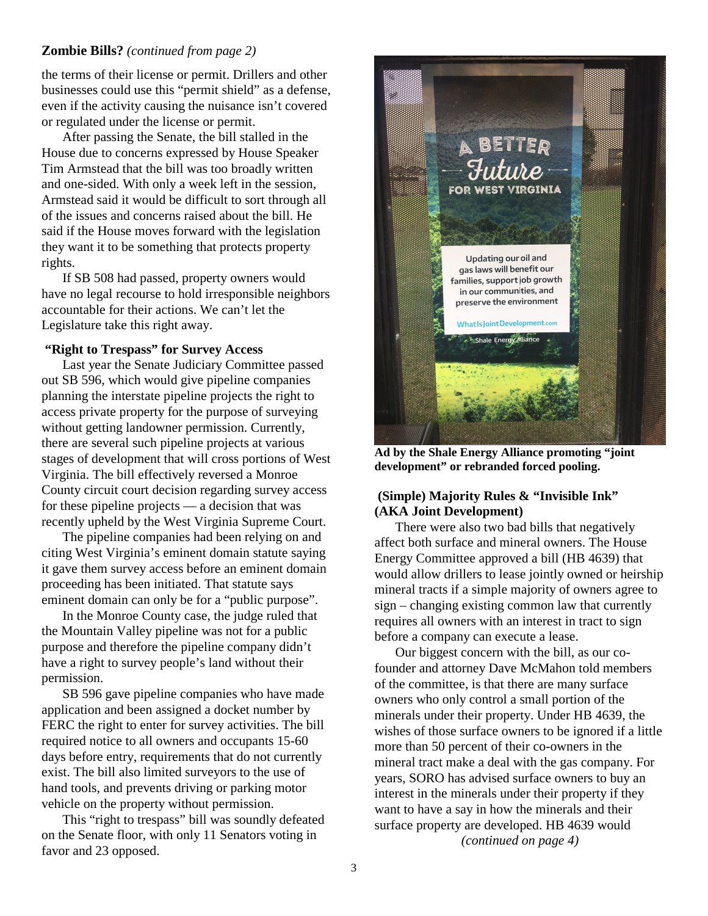**Zombie Bills?** *(continued from page 2)*

the terms of their license or permit. Drillers and other businesses could use this "permit shield" as a defense, even if the activity causing the nuisance isn't covered or regulated under the license or permit.

After passing the Senate, the bill stalled in the House due to concerns expressed by House Speaker Tim Armstead that the bill was too broadly written and one-sided. With only a week left in the session, Armstead said it would be difficult to sort through all of the issues and concerns raised about the bill. He said if the House moves forward with the legislation they want it to be something that protects property rights.

If SB 508 had passed, property owners would have no legal recourse to hold irresponsible neighbors accountable for their actions. We can't let the Legislature take this right away.

### "Right to Trespass" for Survey Access

Last year the Senate Judiciary Committee passed out SB 596, which would give pipeline companies planning the interstate pipeline projects the right to access private property for the purpose of surveying without getting landowner permission. Currently, there are several such pipeline projects at various stages of development that will cross portions of West Virginia. The bill effectively reversed a Monroe County circuit court decision regarding survey access for these pipeline projects — a decision that was recently upheld by the West Virginia Supreme Court.

The pipeline companies had been relying on and citing West Virginia's eminent domain statute saying it gave them survey access before an eminent domain proceeding has been initiated. That statute says eminent domain can only be for a "public purpose".

In the Monroe County case, the judge ruled that the Mountain Valley pipeline was not for a public purpose and therefore the pipeline company didn't have a right to survey people's land without their permission.

SB 596 gave pipeline companies who have made application and been assigned a docket number by FERC the right to enter for survey activities. The bill required notice to all owners and occupants 15-60 days before entry, requirements that do not currently exist. The bill also limited surveyors to the use of hand tools, and prevents driving or parking motor vehicle on the property without permission.

This "right to trespass" bill was soundly defeated on the Senate floor, with only 11 Senators voting in favor and 23 opposed.

**Ad by the Shale Energy Alliance promoting "joint development" or rebranded forced pooling.**

### (Simple) Majority Rules & "Invisible Ink" (AKA Joint Development)

There were also two bad bills that negatively affect both surface and mineral owners. The House Energy Committee approved a bill (HB 4639) that would allow drillers to lease jointly owned or heirship mineral tracts if a simple majority of owners agree to sign – changing existing common law that currently requires all owners with an interest in tract to sign before a company can execute a lease.

Our biggest concern with the bill, as our co-founder and attorney Dave McMahon told members of the committee, is that there are many surface owners who only control a small portion of the minerals under their property. Under HB 4639, the wishes of those surface owners to be ignored if a little more than 50 percent of their co-owners in the mineral tract make a deal with the gas company. For years, SORO has advised surface owners to buy an interest in the minerals under their property if they want to have a say in how the minerals and their surface property are developed. HB 4639 would

*(continued on page 4)*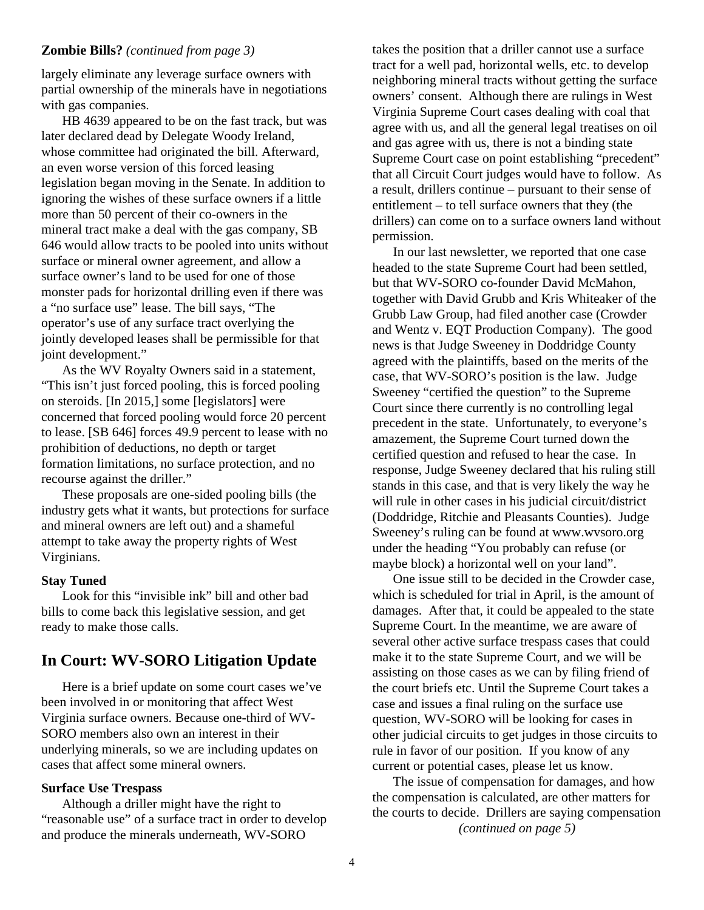**Zombie Bills?** *(continued from page 3)*

largely eliminate any leverage surface owners with partial ownership of the minerals have in negotiations with gas companies.

HB 4639 appeared to be on the fast track, but was later declared dead by Delegate Woody Ireland, whose committee had originated the bill. Afterward, an even worse version of this forced leasing legislation began moving in the Senate. In addition to ignoring the wishes of these surface owners if a little more than 50 percent of their co-owners in the mineral tract make a deal with the gas company, SB 646 would allow tracts to be pooled into units without surface or mineral owner agreement, and allow a surface owner's land to be used for one of those monster pads for horizontal drilling even if there was a "no surface use" lease. The bill says, "The operator's use of any surface tract overlying the jointly developed leases shall be permissible for that joint development."

As the WV Royalty Owners said in a statement, "This isn't just forced pooling, this is forced pooling on steroids. [In 2015,] some [legislators] were concerned that forced pooling would force 20 percent to lease. [SB 646] forces 49.9 percent to lease with no prohibition of deductions, no depth or target formation limitations, no surface protection, and no recourse against the driller."

These proposals are one-sided pooling bills (the industry gets what it wants, but protections for surface and mineral owners are left out) and a shameful attempt to take away the property rights of West Virginians.

**Stay Tuned**

Look for this "invisible ink" bill and other bad bills to come back this legislative session, and get ready to make those calls.

## In Court: WV-SORO Litigation Update

Here is a brief update on some court cases we've been involved in or monitoring that affect West Virginia surface owners. Because one-third of WV-SORO members also own an interest in their underlying minerals, so we are including updates on cases that affect some mineral owners.

**Surface Use Trespass**

Although a driller might have the right to "reasonable use" of a surface tract in order to develop and produce the minerals underneath, WV-SORO takes the position that a driller cannot use a surface tract for a well pad, horizontal wells, etc. to develop neighboring mineral tracts without getting the surface owners' consent. Although there are rulings in West Virginia Supreme Court cases dealing with coal that agree with us, and all the general legal treatises on oil and gas agree with us, there is not a binding state Supreme Court case on point establishing "precedent" that all Circuit Court judges would have to follow. As a result, drillers continue – pursuant to their sense of entitlement – to tell surface owners that they (the drillers) can come on to a surface owners land without permission.

In our last newsletter, we reported that one case headed to the state Supreme Court had been settled, but that WV-SORO co-founder David McMahon, together with David Grubb and Kris Whiteaker of the Grubb Law Group, had filed another case (Crowder and Wentz v. EQT Production Company). The good news is that Judge Sweeney in Doddridge County agreed with the plaintiffs, based on the merits of the case, that WV-SORO's position is the law. Judge Sweeney "certified the question" to the Supreme Court since there currently is no controlling legal precedent in the state. Unfortunately, to everyone's amazement, the Supreme Court turned down the certified question and refused to hear the case. In response, Judge Sweeney declared that his ruling still stands in this case, and that is very likely the way he will rule in other cases in his judicial circuit/district (Doddridge, Ritchie and Pleasants Counties). Judge Sweeney's ruling can be found at www.wvsoro.org under the heading "You probably can refuse (or maybe block) a horizontal well on your land".

One issue still to be decided in the Crowder case, which is scheduled for trial in April, is the amount of damages. After that, it could be appealed to the state Supreme Court. In the meantime, we are aware of several other active surface trespass cases that could make it to the state Supreme Court, and we will be assisting on those cases as we can by filing friend of the court briefs etc. Until the Supreme Court takes a case and issues a final ruling on the surface use question, WV-SORO will be looking for cases in other judicial circuits to get judges in those circuits to rule in favor of our position. If you know of any current or potential cases, please let us know.

The issue of compensation for damages, and how the compensation is calculated, are other matters for the courts to decide. Drillers are saying compensation

*(continued on page 5)*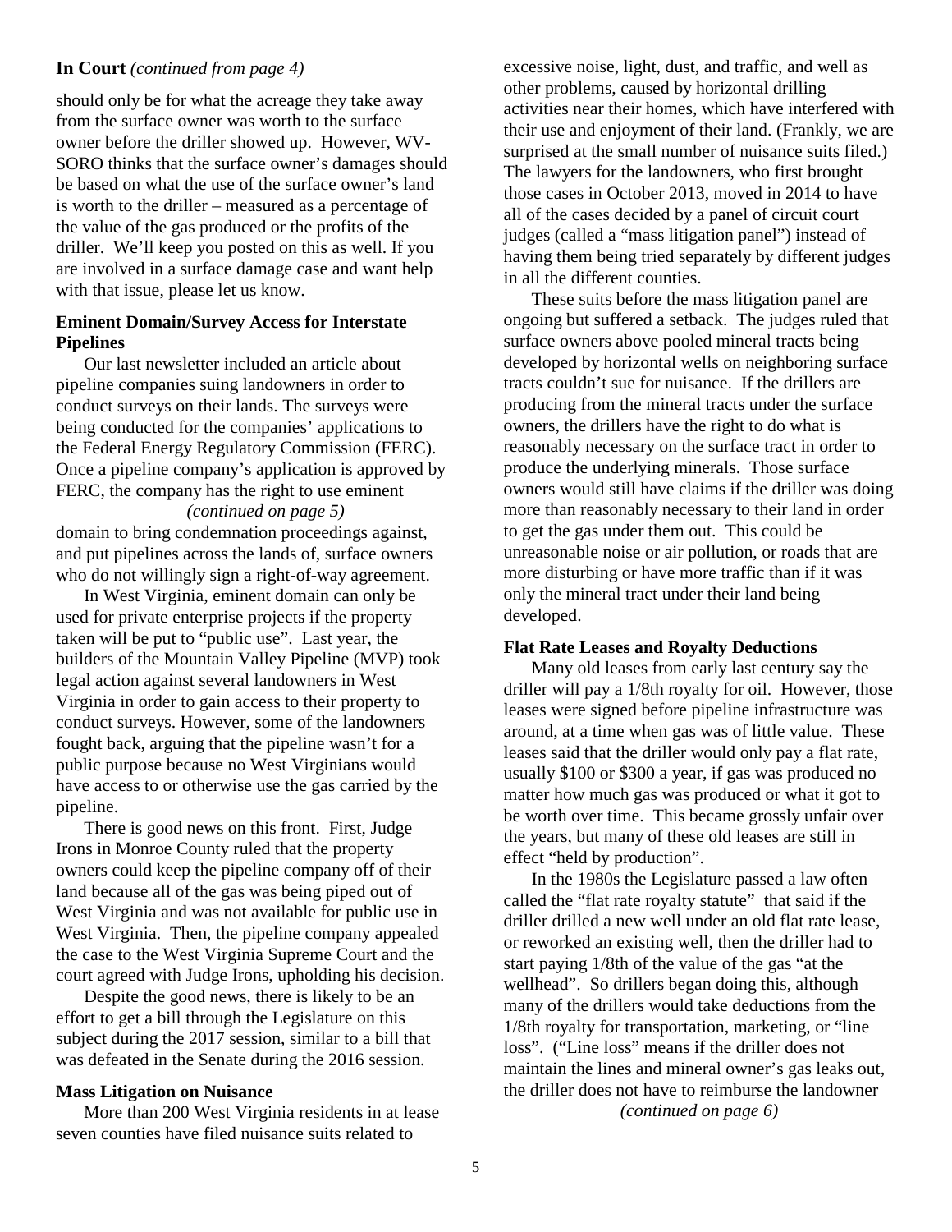**In Court** *(continued from page 4)*

should only be for what the acreage they take away from the surface owner was worth to the surface owner before the driller showed up. However, WV-SORO thinks that the surface owner's damages should be based on what the use of the surface owner's land is worth to the driller – measured as a percentage of the value of the gas produced or the profits of the driller. We'll keep you posted on this as well. If you are involved in a surface damage case and want help with that issue, please let us know.

### Eminent Domain/Survey Access for Interstate Pipelines

Our last newsletter included an article about pipeline companies suing landowners in order to conduct surveys on their lands. The surveys were being conducted for the companies' applications to the Federal Energy Regulatory Commission (FERC). Once a pipeline company's application is approved by FERC, the company has the right to use eminent domain to bring condemnation proceedings against, and put pipelines across the lands of, surface owners who do not willingly sign a right-of-way agreement.

In West Virginia, eminent domain can only be used for private enterprise projects if the property taken will be put to "public use". Last year, the builders of the Mountain Valley Pipeline (MVP) took legal action against several landowners in West Virginia in order to gain access to their property to conduct surveys. However, some of the landowners fought back, arguing that the pipeline wasn't for a public purpose because no West Virginians would have access to or otherwise use the gas carried by the pipeline.

There is good news on this front. First, Judge Irons in Monroe County ruled that the property owners could keep the pipeline company off of their land because all of the gas was being piped out of West Virginia and was not available for public use in West Virginia. Then, the pipeline company appealed the case to the West Virginia Supreme Court and the court agreed with Judge Irons, upholding his decision.

Despite the good news, there is likely to be an effort to get a bill through the Legislature on this subject during the 2017 session, similar to a bill that was defeated in the Senate during the 2016 session.

### Mass Litigation on Nuisance

More than 200 West Virginia residents in at lease seven counties have filed nuisance suits related to excessive noise, light, dust, and traffic, and well as other problems, caused by horizontal drilling activities near their homes, which have interfered with their use and enjoyment of their land. (Frankly, we are surprised at the small number of nuisance suits filed.) The lawyers for the landowners, who first brought those cases in October 2013, moved in 2014 to have all of the cases decided by a panel of circuit court judges (called a "mass litigation panel") instead of having them being tried separately by different judges in all the different counties.

These suits before the mass litigation panel are ongoing but suffered a setback. The judges ruled that surface owners above pooled mineral tracts being developed by horizontal wells on neighboring surface tracts couldn't sue for nuisance. If the drillers are producing from the mineral tracts under the surface owners, the drillers have the right to do what is reasonably necessary on the surface tract in order to produce the underlying minerals. Those surface owners would still have claims if the driller was doing more than reasonably necessary to their land in order to get the gas under them out. This could be unreasonable noise or air pollution, or roads that are more disturbing or have more traffic than if it was only the mineral tract under their land being developed.

### Flat Rate Leases and Royalty Deductions

Many old leases from early last century say the driller will pay a 1/8th royalty for oil. However, those leases were signed before pipeline infrastructure was around, at a time when gas was of little value. These leases said that the driller would only pay a flat rate, usually $100 or $300 a year, if gas was produced no matter how much gas was produced or what it got to be worth over time. This became grossly unfair over the years, but many of these old leases are still in effect "held by production".

In the 1980s the Legislature passed a law often called the "flat rate royalty statute" that said if the driller drilled a new well under an old flat rate lease, or reworked an existing well, then the driller had to start paying 1/8th of the value of the gas "at the wellhead". So drillers began doing this, although many of the drillers would take deductions from the 1/8th royalty for transportation, marketing, or "line loss". ("Line loss" means if the driller does not maintain the lines and mineral owner's gas leaks out, the driller does not have to reimburse the landowner

*(continued on page 6)*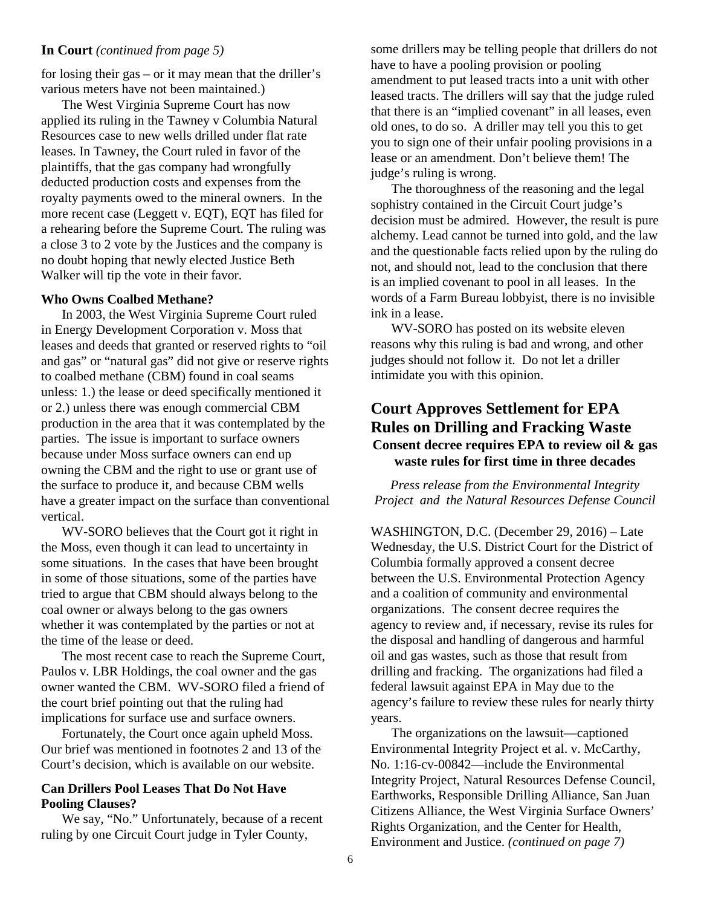**In Court** *(continued from page 5)*

for losing their gas – or it may mean that the driller's various meters have not been maintained.)

The West Virginia Supreme Court has now applied its ruling in the Tawney v Columbia Natural Resources case to new wells drilled under flat rate leases. In Tawney, the Court ruled in favor of the plaintiffs, that the gas company had wrongfully deducted production costs and expenses from the royalty payments owed to the mineral owners. In the more recent case (Leggett v. EQT), EQT has filed for a rehearing before the Supreme Court. The ruling was a close 3 to 2 vote by the Justices and the company is no doubt hoping that newly elected Justice Beth Walker will tip the vote in their favor.

### Who Owns Coalbed Methane?

In 2003, the West Virginia Supreme Court ruled in Energy Development Corporation v. Moss that leases and deeds that granted or reserved rights to "oil and gas" or "natural gas" did not give or reserve rights to coalbed methane (CBM) found in coal seams unless: 1.) the lease or deed specifically mentioned it or 2.) unless there was enough commercial CBM production in the area that it was contemplated by the parties. The issue is important to surface owners because under Moss surface owners can end up owning the CBM and the right to use or grant use of the surface to produce it, and because CBM wells have a greater impact on the surface than conventional vertical.

WV-SORO believes that the Court got it right in the Moss, even though it can lead to uncertainty in some situations. In the cases that have been brought in some of those situations, some of the parties have tried to argue that CBM should always belong to the coal owner or always belong to the gas owners whether it was contemplated by the parties or not at the time of the lease or deed.

The most recent case to reach the Supreme Court, Paulos v. LBR Holdings, the coal owner and the gas owner wanted the CBM. WV-SORO filed a friend of the court brief pointing out that the ruling had implications for surface use and surface owners.

Fortunately, the Court once again upheld Moss. Our brief was mentioned in footnotes 2 and 13 of the Court's decision, which is available on our website.

### Can Drillers Pool Leases That Do Not Have Pooling Clauses?

We say, "No." Unfortunately, because of a recent ruling by one Circuit Court judge in Tyler County, some drillers may be telling people that drillers do not have to have a pooling provision or pooling amendment to put leased tracts into a unit with other leased tracts. The drillers will say that the judge ruled that there is an "implied covenant" in all leases, even old ones, to do so. A driller may tell you this to get you to sign one of their unfair pooling provisions in a lease or an amendment. Don't believe them! The judge's ruling is wrong.

The thoroughness of the reasoning and the legal sophistry contained in the Circuit Court judge's decision must be admired. However, the result is pure alchemy. Lead cannot be turned into gold, and the law and the questionable facts relied upon by the ruling do not, and should not, lead to the conclusion that there is an implied covenant to pool in all leases. In the words of a Farm Bureau lobbyist, there is no invisible ink in a lease.

WV-SORO has posted on its website eleven reasons why this ruling is bad and wrong, and other judges should not follow it. Do not let a driller intimidate you with this opinion.

## Court Approves Settlement for EPA Rules on Drilling and Fracking Waste

**Consent decree requires EPA to review oil & gas waste rules for first time in three decades**

*Press release from the Environmental Integrity Project and the Natural Resources Defense Council*

WASHINGTON, D.C. (December 29, 2016) – Late Wednesday, the U.S. District Court for the District of Columbia formally approved a consent decree between the U.S. Environmental Protection Agency and a coalition of community and environmental organizations. The consent decree requires the agency to review and, if necessary, revise its rules for the disposal and handling of dangerous and harmful oil and gas wastes, such as those that result from drilling and fracking. The organizations had filed a federal lawsuit against EPA in May due to the agency's failure to review these rules for nearly thirty years.

The organizations on the lawsuit—captioned Environmental Integrity Project et al. v. McCarthy, No. 1:16-cv-00842—include the Environmental Integrity Project, Natural Resources Defense Council, Earthworks, Responsible Drilling Alliance, San Juan Citizens Alliance, the West Virginia Surface Owners' Rights Organization, and the Center for Health, Environment and Justice. *(continued on page 7)*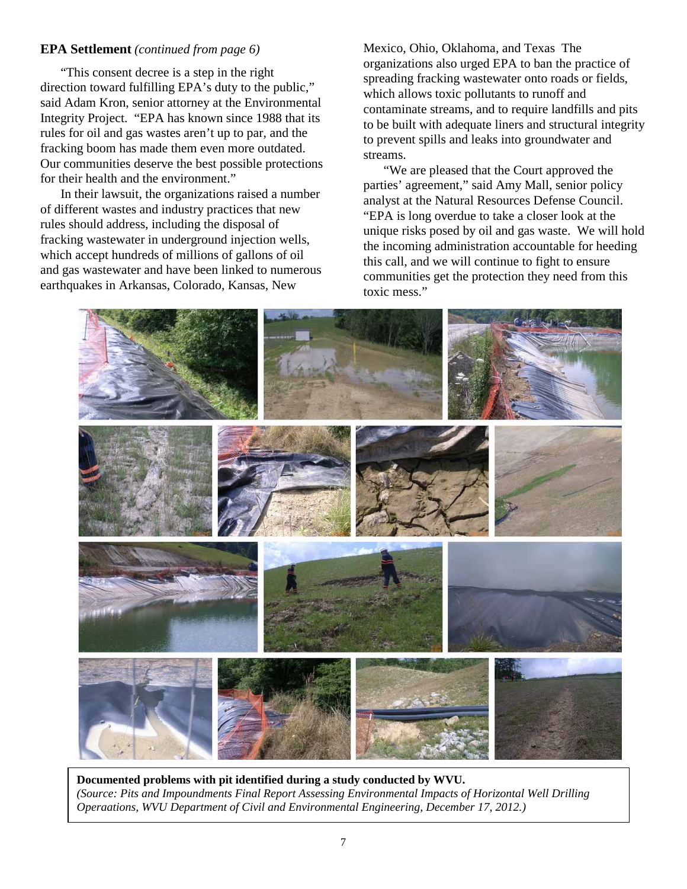**EPA Settlement** *(continued from page 6)*

"This consent decree is a step in the right direction toward fulfilling EPA's duty to the public," said Adam Kron, senior attorney at the Environmental Integrity Project. "EPA has known since 1988 that its rules for oil and gas wastes aren't up to par, and the fracking boom has made them even more outdated. Our communities deserve the best possible protections for their health and the environment."

In their lawsuit, the organizations raised a number of different wastes and industry practices that new rules should address, including the disposal of fracking wastewater in underground injection wells, which accept hundreds of millions of gallons of oil and gas wastewater and have been linked to numerous earthquakes in Arkansas, Colorado, Kansas, New Mexico, Ohio, Oklahoma, and Texas The organizations also urged EPA to ban the practice of spreading fracking wastewater onto roads or fields, which allows toxic pollutants to runoff and contaminate streams, and to require landfills and pits to be built with adequate liners and structural integrity to prevent spills and leaks into groundwater and streams.

"We are pleased that the Court approved the parties' agreement," said Amy Mall, senior policy analyst at the Natural Resources Defense Council. "EPA is long overdue to take a closer look at the unique risks posed by oil and gas waste. We will hold the incoming administration accountable for heeding this call, and we will continue to fight to ensure communities get the protection they need from this toxic mess."

**Documented problems with pit identified during a study conducted by WVU.**
*(Source: Pits and Impoundments Final Report Assessing Environmental Impacts of Horizontal Well Drilling Operaations, WVU Department of Civil and Environmental Engineering, December 17, 2012.)*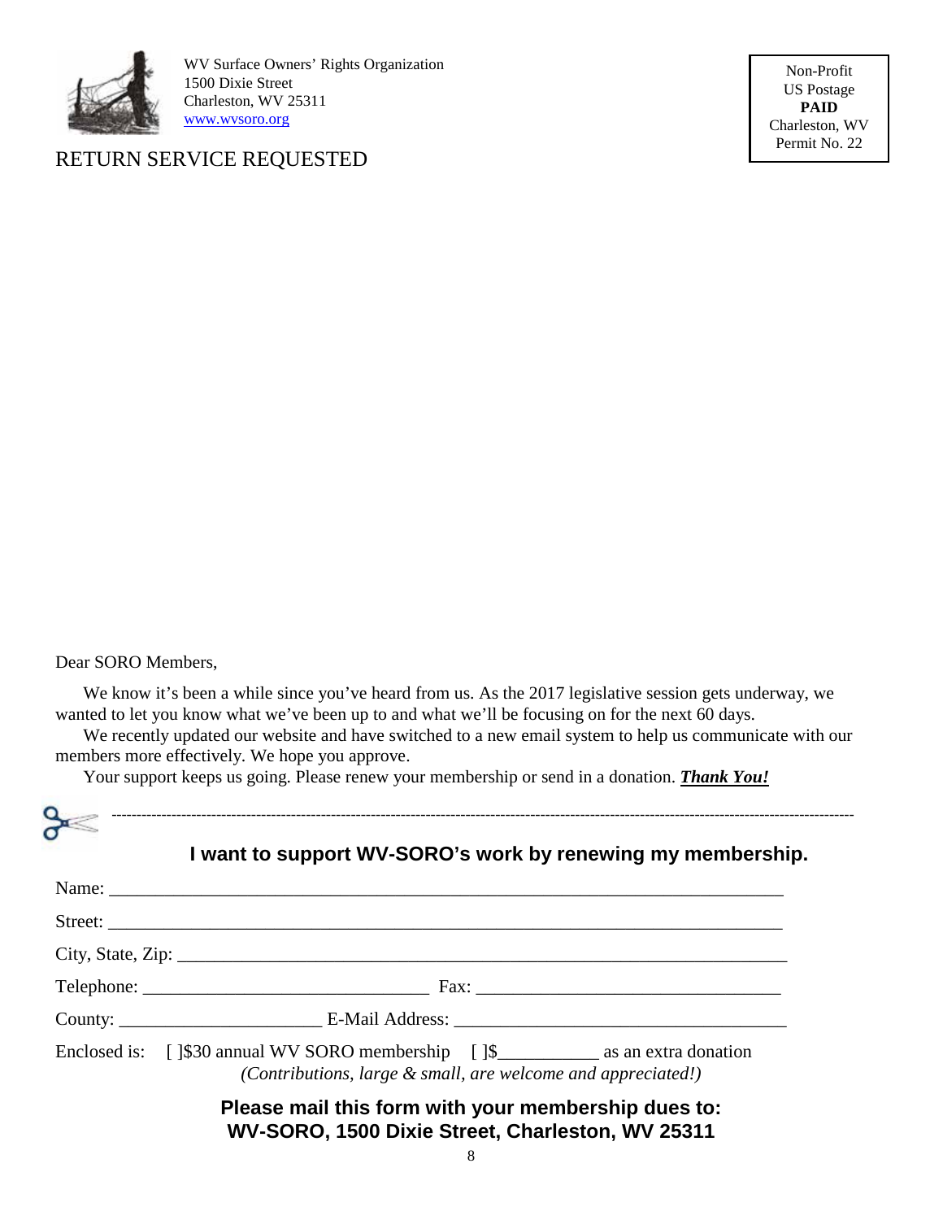WV Surface Owners' Rights Organization
1500 Dixie Street
Charleston, WV 25311
www.wvsoro.org

Non-Profit
US Postage
**PAID**
Charleston, WV
Permit No. 22

RETURN SERVICE REQUESTED

Dear SORO Members,

We know it's been a while since you've heard from us. As the 2017 legislative session gets underway, we wanted to let you know what we've been up to and what we'll be focusing on for the next 60 days.

We recently updated our website and have switched to a new email system to help us communicate with our members more effectively. We hope you approve.

Your support keeps us going. Please renew your membership or send in a donation. ***Thank You!***

---

**I want to support WV-SORO's work by renewing my membership.**

Name: ______________________________________________________________________

Street: ______________________________________________________________________

City, State, Zip: _________________________________________________________________

Telephone: ________________________________ Fax: _________________________________

County: ______________________ E-Mail Address: ____________________________________

Enclosed is: [ ]$30 annual WV SORO membership [ ]$___________ as an extra donation
*(Contributions, large & small, are welcome and appreciated!)*

**Please mail this form with your membership dues to:**
**WV-SORO, 1500 Dixie Street, Charleston, WV 25311**